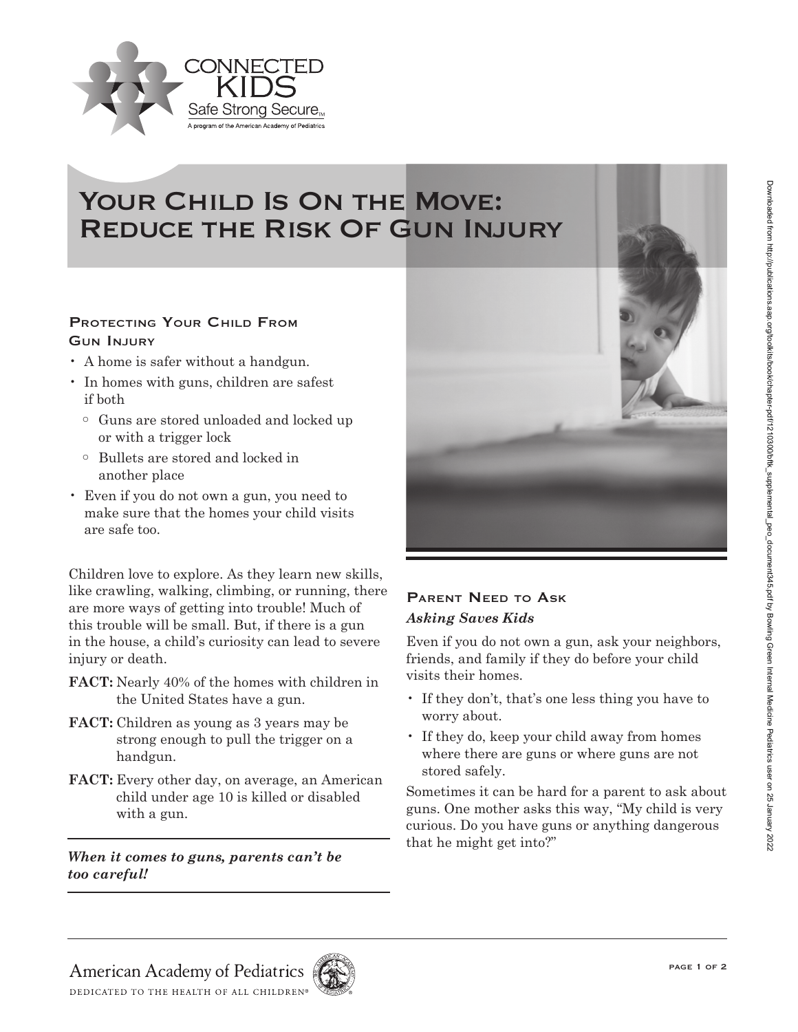# Your Child Is On the Move: Reduce the Risk Of Gun Injury

## Protecting Your Child From Gun Injury

- A home is safer without a handgun.
- In homes with guns, children are safest if both
  - Guns are stored unloaded and locked up or with a trigger lock
  - Bullets are stored and locked in another place
- Even if you do not own a gun, you need to make sure that the homes your child visits are safe too.

Children love to explore. As they learn new skills, like crawling, walking, climbing, or running, there are more ways of getting into trouble! Much of this trouble will be small. But, if there is a gun in the house, a child's curiosity can lead to severe injury or death.

**FACT:** Nearly 40% of the homes with children in the United States have a gun.

**FACT:** Children as young as 3 years may be strong enough to pull the trigger on a handgun.

**FACT:** Every other day, on average, an American child under age 10 is killed or disabled with a gun.

***When it comes to guns, parents can't be too careful!***

## Parent Need to Ask

***Asking Saves Kids***

Even if you do not own a gun, ask your neighbors, friends, and family if they do before your child visits their homes.

- If they don't, that's one less thing you have to worry about.
- If they do, keep your child away from homes where there are guns or where guns are not stored safely.

Sometimes it can be hard for a parent to ask about guns. One mother asks this way, "My child is very curious. Do you have guns or anything dangerous that he might get into?"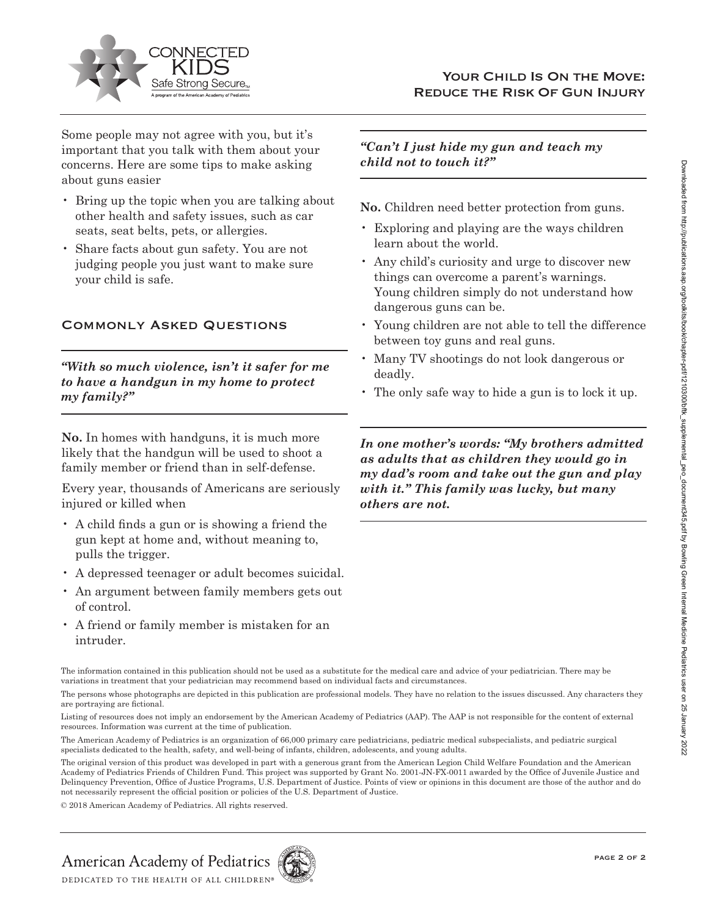Some people may not agree with you, but it's important that you talk with them about your concerns. Here are some tips to make asking about guns easier

- Bring up the topic when you are talking about other health and safety issues, such as car seats, seat belts, pets, or allergies.
- Share facts about gun safety. You are not judging people you just want to make sure your child is safe.

## Commonly Asked Questions

***"With so much violence, isn't it safer for me to have a handgun in my home to protect my family?"***

**No.** In homes with handguns, it is much more likely that the handgun will be used to shoot a family member or friend than in self-defense.

Every year, thousands of Americans are seriously injured or killed when

- A child finds a gun or is showing a friend the gun kept at home and, without meaning to, pulls the trigger.
- A depressed teenager or adult becomes suicidal.
- An argument between family members gets out of control.
- A friend or family member is mistaken for an intruder.

***"Can't I just hide my gun and teach my child not to touch it?"***

**No.** Children need better protection from guns.

- Exploring and playing are the ways children learn about the world.
- Any child's curiosity and urge to discover new things can overcome a parent's warnings. Young children simply do not understand how dangerous guns can be.
- Young children are not able to tell the difference between toy guns and real guns.
- Many TV shootings do not look dangerous or deadly.
- The only safe way to hide a gun is to lock it up.

***In one mother's words: "My brothers admitted as adults that as children they would go in my dad's room and take out the gun and play with it." This family was lucky, but many others are not.***

The information contained in this publication should not be used as a substitute for the medical care and advice of your pediatrician. There may be variations in treatment that your pediatrician may recommend based on individual facts and circumstances.

The persons whose photographs are depicted in this publication are professional models. They have no relation to the issues discussed. Any characters they are portraying are fictional.

Listing of resources does not imply an endorsement by the American Academy of Pediatrics (AAP). The AAP is not responsible for the content of external resources. Information was current at the time of publication.

The American Academy of Pediatrics is an organization of 66,000 primary care pediatricians, pediatric medical subspecialists, and pediatric surgical specialists dedicated to the health, safety, and well-being of infants, children, adolescents, and young adults.

The original version of this product was developed in part with a generous grant from the American Legion Child Welfare Foundation and the American Academy of Pediatrics Friends of Children Fund. This project was supported by Grant No. 2001-JN-FX-0011 awarded by the Office of Juvenile Justice and Delinquency Prevention, Office of Justice Programs, U.S. Department of Justice. Points of view or opinions in this document are those of the author and do not necessarily represent the official position or policies of the U.S. Department of Justice.

© 2018 American Academy of Pediatrics. All rights reserved.

American Academy of Pediatrics
DEDICATED TO THE HEALTH OF ALL CHILDREN®